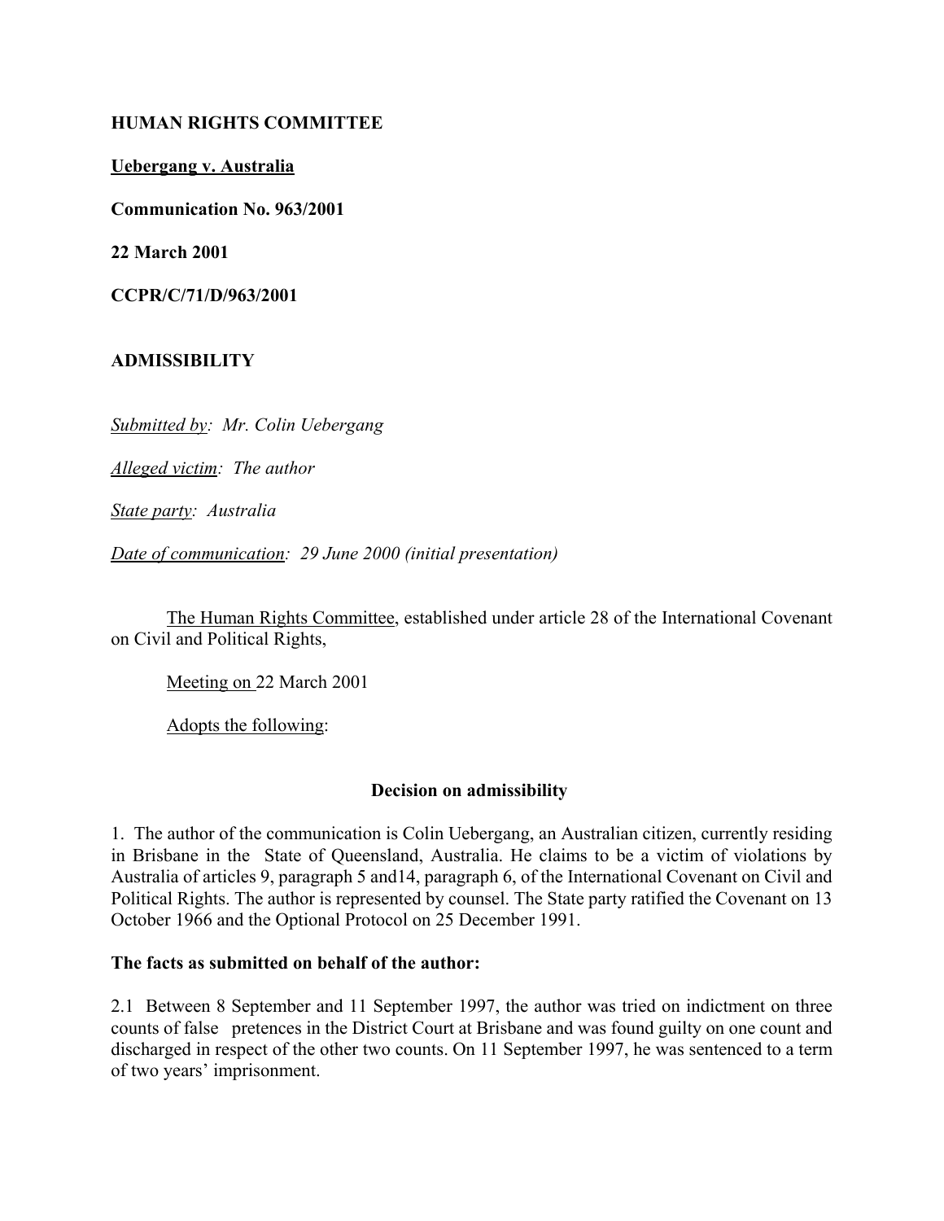**HUMAN RIGHTS COMMITTEE**

**Uebergang v. Australia**

**Communication No. 963/2001**

**22 March 2001**

**CCPR/C/71/D/963/2001**

**ADMISSIBILITY**

*Submitted by: Mr. Colin Uebergang*

*Alleged victim: The author*

*State party: Australia*

*Date of communication: 29 June 2000 (initial presentation)*

The Human Rights Committee, established under article 28 of the International Covenant on Civil and Political Rights,

Meeting on 22 March 2001

Adopts the following:

## Decision on admissibility

1. The author of the communication is Colin Uebergang, an Australian citizen, currently residing in Brisbane in the State of Queensland, Australia. He claims to be a victim of violations by Australia of articles 9, paragraph 5 and14, paragraph 6, of the International Covenant on Civil and Political Rights. The author is represented by counsel. The State party ratified the Covenant on 13 October 1966 and the Optional Protocol on 25 December 1991.

**The facts as submitted on behalf of the author:**

2.1 Between 8 September and 11 September 1997, the author was tried on indictment on three counts of false pretences in the District Court at Brisbane and was found guilty on one count and discharged in respect of the other two counts. On 11 September 1997, he was sentenced to a term of two years' imprisonment.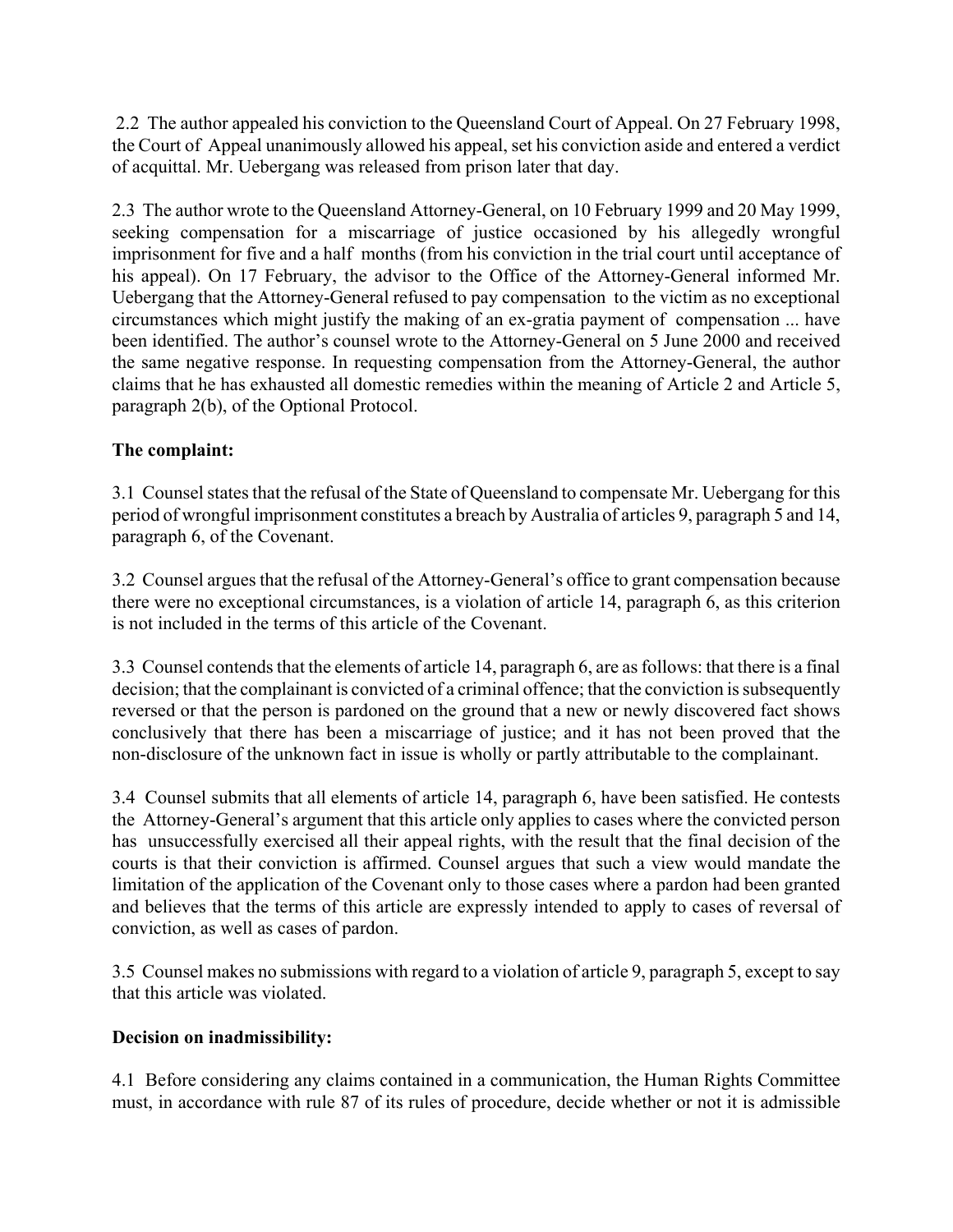2.2 The author appealed his conviction to the Queensland Court of Appeal. On 27 February 1998, the Court of Appeal unanimously allowed his appeal, set his conviction aside and entered a verdict of acquittal. Mr. Uebergang was released from prison later that day.

2.3 The author wrote to the Queensland Attorney-General, on 10 February 1999 and 20 May 1999, seeking compensation for a miscarriage of justice occasioned by his allegedly wrongful imprisonment for five and a half months (from his conviction in the trial court until acceptance of his appeal). On 17 February, the advisor to the Office of the Attorney-General informed Mr. Uebergang that the Attorney-General refused to pay compensation to the victim as no exceptional circumstances which might justify the making of an ex-gratia payment of compensation ... have been identified. The author's counsel wrote to the Attorney-General on 5 June 2000 and received the same negative response. In requesting compensation from the Attorney-General, the author claims that he has exhausted all domestic remedies within the meaning of Article 2 and Article 5, paragraph 2(b), of the Optional Protocol.

**The complaint:**

3.1 Counsel states that the refusal of the State of Queensland to compensate Mr. Uebergang for this period of wrongful imprisonment constitutes a breach by Australia of articles 9, paragraph 5 and 14, paragraph 6, of the Covenant.

3.2 Counsel argues that the refusal of the Attorney-General's office to grant compensation because there were no exceptional circumstances, is a violation of article 14, paragraph 6, as this criterion is not included in the terms of this article of the Covenant.

3.3 Counsel contends that the elements of article 14, paragraph 6, are as follows: that there is a final decision; that the complainant is convicted of a criminal offence; that the conviction is subsequently reversed or that the person is pardoned on the ground that a new or newly discovered fact shows conclusively that there has been a miscarriage of justice; and it has not been proved that the non-disclosure of the unknown fact in issue is wholly or partly attributable to the complainant.

3.4 Counsel submits that all elements of article 14, paragraph 6, have been satisfied. He contests the Attorney-General's argument that this article only applies to cases where the convicted person has unsuccessfully exercised all their appeal rights, with the result that the final decision of the courts is that their conviction is affirmed. Counsel argues that such a view would mandate the limitation of the application of the Covenant only to those cases where a pardon had been granted and believes that the terms of this article are expressly intended to apply to cases of reversal of conviction, as well as cases of pardon.

3.5 Counsel makes no submissions with regard to a violation of article 9, paragraph 5, except to say that this article was violated.

**Decision on inadmissibility:**

4.1 Before considering any claims contained in a communication, the Human Rights Committee must, in accordance with rule 87 of its rules of procedure, decide whether or not it is admissible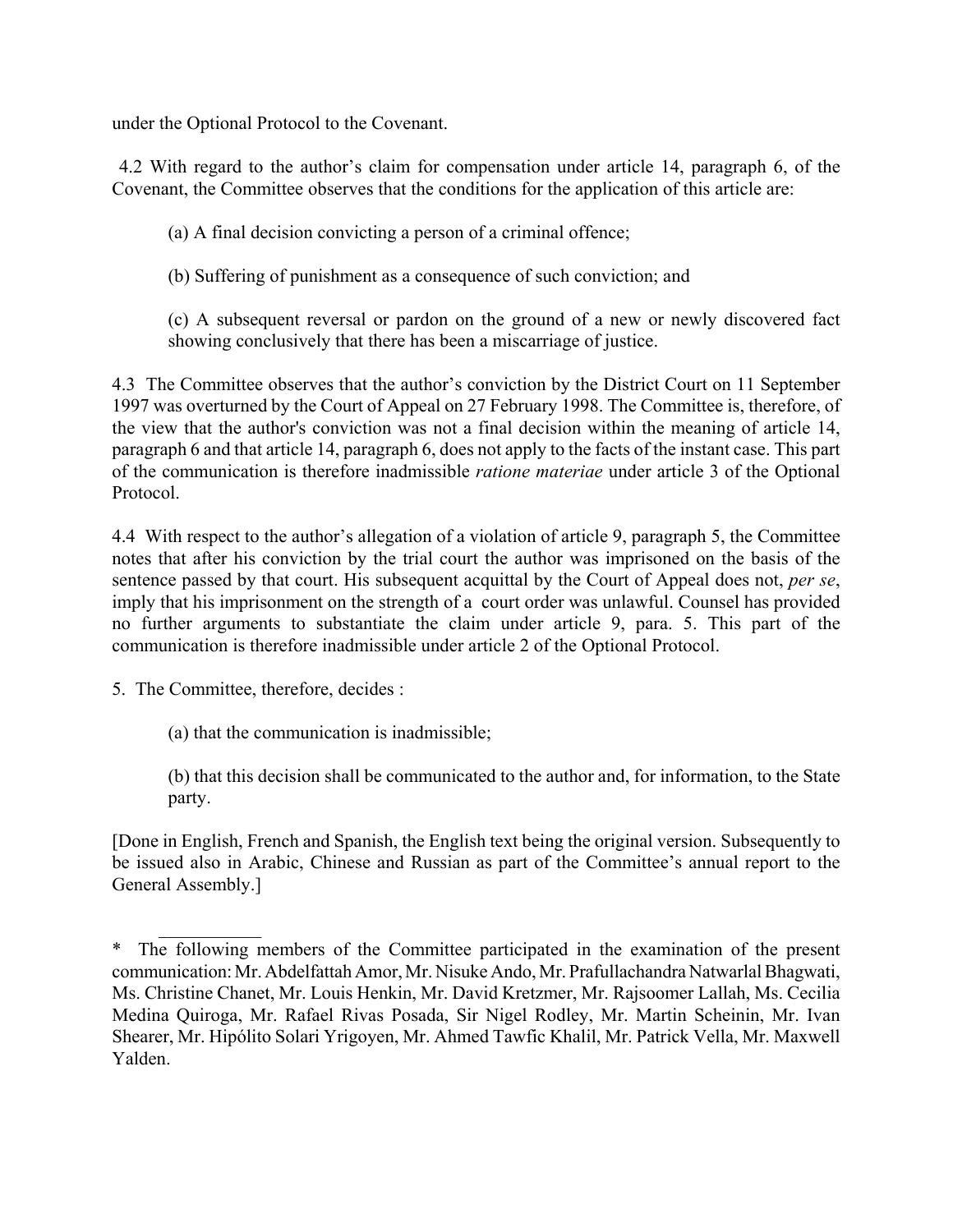under the Optional Protocol to the Covenant.

4.2 With regard to the author's claim for compensation under article 14, paragraph 6, of the Covenant, the Committee observes that the conditions for the application of this article are:

(a) A final decision convicting a person of a criminal offence;

(b) Suffering of punishment as a consequence of such conviction; and

(c) A subsequent reversal or pardon on the ground of a new or newly discovered fact showing conclusively that there has been a miscarriage of justice.

4.3 The Committee observes that the author's conviction by the District Court on 11 September 1997 was overturned by the Court of Appeal on 27 February 1998. The Committee is, therefore, of the view that the author's conviction was not a final decision within the meaning of article 14, paragraph 6 and that article 14, paragraph 6, does not apply to the facts of the instant case. This part of the communication is therefore inadmissible *ratione materiae* under article 3 of the Optional Protocol.

4.4 With respect to the author's allegation of a violation of article 9, paragraph 5, the Committee notes that after his conviction by the trial court the author was imprisoned on the basis of the sentence passed by that court. His subsequent acquittal by the Court of Appeal does not, *per se*, imply that his imprisonment on the strength of a court order was unlawful. Counsel has provided no further arguments to substantiate the claim under article 9, para. 5. This part of the communication is therefore inadmissible under article 2 of the Optional Protocol.

5. The Committee, therefore, decides :

(a) that the communication is inadmissible;

(b) that this decision shall be communicated to the author and, for information, to the State party.

[Done in English, French and Spanish, the English text being the original version. Subsequently to be issued also in Arabic, Chinese and Russian as part of the Committee's annual report to the General Assembly.]

---

\* The following members of the Committee participated in the examination of the present communication: Mr. Abdelfattah Amor, Mr. Nisuke Ando, Mr. Prafullachandra Natwarlal Bhagwati, Ms. Christine Chanet, Mr. Louis Henkin, Mr. David Kretzmer, Mr. Rajsoomer Lallah, Ms. Cecilia Medina Quiroga, Mr. Rafael Rivas Posada, Sir Nigel Rodley, Mr. Martin Scheinin, Mr. Ivan Shearer, Mr. Hipólito Solari Yrigoyen, Mr. Ahmed Tawfic Khalil, Mr. Patrick Vella, Mr. Maxwell Yalden.